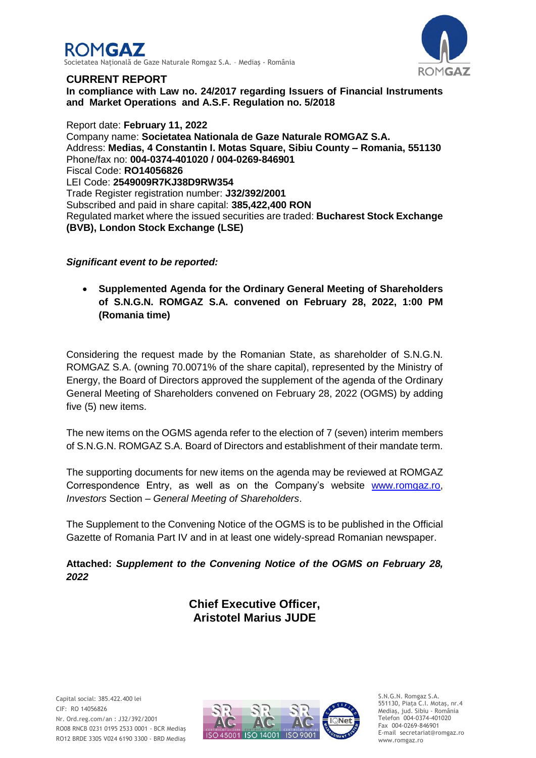# CURRENT REPORT

**In compliance with Law no. 24/2017 regarding Issuers of Financial Instruments and Market Operations and A.S.F. Regulation no. 5/2018**

Report date: **February 11, 2022**
Company name: **Societatea Nationala de Gaze Naturale ROMGAZ S.A.**
Address: **Medias, 4 Constantin I. Motas Square, Sibiu County – Romania, 551130**
Phone/fax no: **004-0374-401020 / 004-0269-846901**
Fiscal Code: **RO14056826**
LEI Code: **2549009R7KJ38D9RW354**
Trade Register registration number: **J32/392/2001**
Subscribed and paid in share capital: **385,422,400 RON**
Regulated market where the issued securities are traded: **Bucharest Stock Exchange (BVB), London Stock Exchange (LSE)**

***Significant event to be reported:***

- **Supplemented Agenda for the Ordinary General Meeting of Shareholders of S.N.G.N. ROMGAZ S.A. convened on February 28, 2022, 1:00 PM (Romania time)**

Considering the request made by the Romanian State, as shareholder of S.N.G.N. ROMGAZ S.A. (owning 70.0071% of the share capital), represented by the Ministry of Energy, the Board of Directors approved the supplement of the agenda of the Ordinary General Meeting of Shareholders convened on February 28, 2022 (OGMS) by adding five (5) new items.

The new items on the OGMS agenda refer to the election of 7 (seven) interim members of S.N.G.N. ROMGAZ S.A. Board of Directors and establishment of their mandate term.

The supporting documents for new items on the agenda may be reviewed at ROMGAZ Correspondence Entry, as well as on the Company's website www.romgaz.ro, *Investors* Section – *General Meeting of Shareholders*.

The Supplement to the Convening Notice of the OGMS is to be published in the Official Gazette of Romania Part IV and in at least one widely-spread Romanian newspaper.

**Attached:** ***Supplement to the Convening Notice of the OGMS on February 28, 2022***

**Chief Executive Officer,**
**Aristotel Marius JUDE**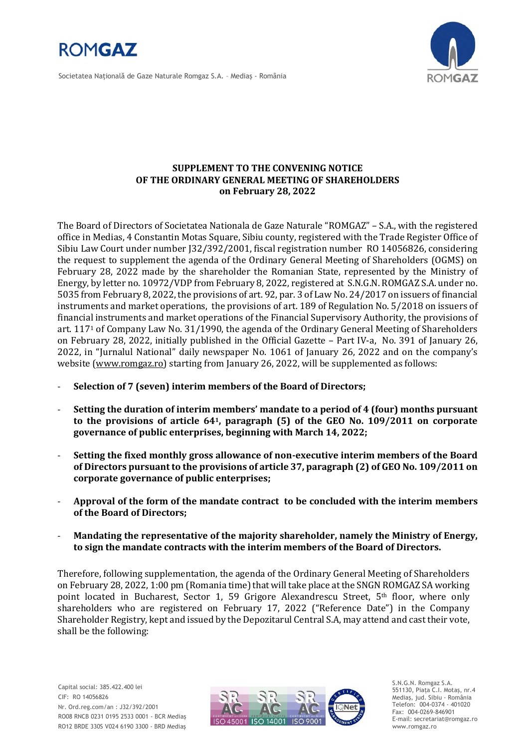## SUPPLEMENT TO THE CONVENING NOTICE OF THE ORDINARY GENERAL MEETING OF SHAREHOLDERS on February 28, 2022

The Board of Directors of Societatea Nationala de Gaze Naturale "ROMGAZ" – S.A., with the registered office in Medias, 4 Constantin Motas Square, Sibiu county, registered with the Trade Register Office of Sibiu Law Court under number J32/392/2001, fiscal registration number RO 14056826, considering the request to supplement the agenda of the Ordinary General Meeting of Shareholders (OGMS) on February 28, 2022 made by the shareholder the Romanian State, represented by the Ministry of Energy, by letter no. 10972/VDP from February 8, 2022, registered at S.N.G.N. ROMGAZ S.A. under no. 5035 from February 8, 2022, the provisions of art. 92, par. 3 of Law No. 24/2017 on issuers of financial instruments and market operations, the provisions of art. 189 of Regulation No. 5/2018 on issuers of financial instruments and market operations of the Financial Supervisory Authority, the provisions of art. 117[1] of Company Law No. 31/1990, the agenda of the Ordinary General Meeting of Shareholders on February 28, 2022, initially published in the Official Gazette – Part IV-a, No. 391 of January 26, 2022, in "Jurnalul National" daily newspaper No. 1061 of January 26, 2022 and on the company's website (www.romgaz.ro) starting from January 26, 2022, will be supplemented as follows:

- **Selection of 7 (seven) interim members of the Board of Directors;**
- **Setting the duration of interim members' mandate to a period of 4 (four) months pursuant to the provisions of article 64[1], paragraph (5) of the GEO No. 109/2011 on corporate governance of public enterprises, beginning with March 14, 2022;**
- **Setting the fixed monthly gross allowance of non-executive interim members of the Board of Directors pursuant to the provisions of article 37, paragraph (2) of GEO No. 109/2011 on corporate governance of public enterprises;**
- **Approval of the form of the mandate contract to be concluded with the interim members of the Board of Directors;**
- **Mandating the representative of the majority shareholder, namely the Ministry of Energy, to sign the mandate contracts with the interim members of the Board of Directors.**

Therefore, following supplementation, the agenda of the Ordinary General Meeting of Shareholders on February 28, 2022, 1:00 pm (Romania time) that will take place at the SNGN ROMGAZ SA working point located in Bucharest, Sector 1, 59 Grigore Alexandrescu Street, 5th floor, where only shareholders who are registered on February 17, 2022 ("Reference Date") in the Company Shareholder Registry, kept and issued by the Depozitarul Central S.A, may attend and cast their vote, shall be the following: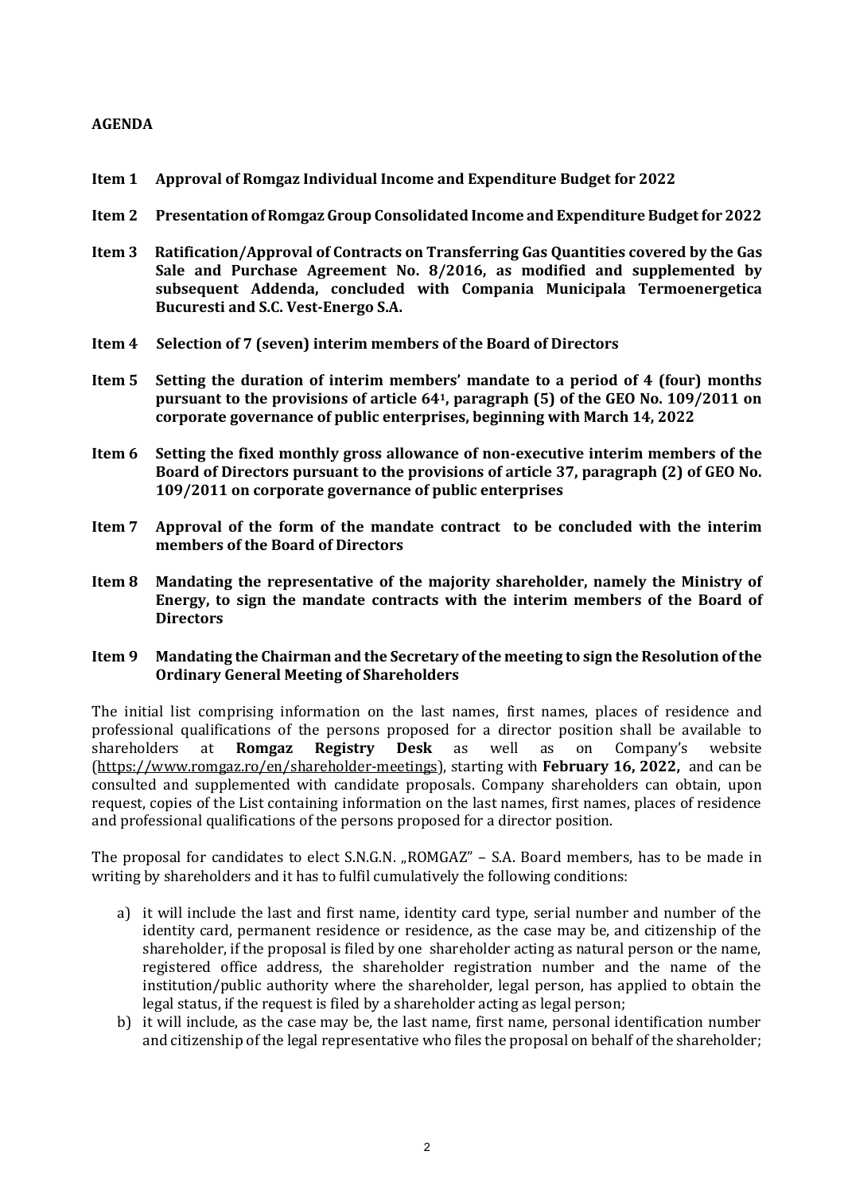**AGENDA**

**Item 1 Approval of Romgaz Individual Income and Expenditure Budget for 2022**

**Item 2 Presentation of Romgaz Group Consolidated Income and Expenditure Budget for 2022**

**Item 3 Ratification/Approval of Contracts on Transferring Gas Quantities covered by the Gas Sale and Purchase Agreement No. 8/2016, as modified and supplemented by subsequent Addenda, concluded with Compania Municipala Termoenergetica Bucuresti and S.C. Vest-Energo S.A.**

**Item 4 Selection of 7 (seven) interim members of the Board of Directors**

**Item 5 Setting the duration of interim members' mandate to a period of 4 (four) months pursuant to the provisions of article 64[1], paragraph (5) of the GEO No. 109/2011 on corporate governance of public enterprises, beginning with March 14, 2022**

**Item 6 Setting the fixed monthly gross allowance of non-executive interim members of the Board of Directors pursuant to the provisions of article 37, paragraph (2) of GEO No. 109/2011 on corporate governance of public enterprises**

**Item 7 Approval of the form of the mandate contract to be concluded with the interim members of the Board of Directors**

**Item 8 Mandating the representative of the majority shareholder, namely the Ministry of Energy, to sign the mandate contracts with the interim members of the Board of Directors**

**Item 9 Mandating the Chairman and the Secretary of the meeting to sign the Resolution of the Ordinary General Meeting of Shareholders**

The initial list comprising information on the last names, first names, places of residence and professional qualifications of the persons proposed for a director position shall be available to shareholders at **Romgaz Registry Desk** as well as on Company's website (https://www.romgaz.ro/en/shareholder-meetings), starting with **February 16, 2022,** and can be consulted and supplemented with candidate proposals. Company shareholders can obtain, upon request, copies of the List containing information on the last names, first names, places of residence and professional qualifications of the persons proposed for a director position.

The proposal for candidates to elect S.N.G.N. „ROMGAZ" – S.A. Board members, has to be made in writing by shareholders and it has to fulfil cumulatively the following conditions:

a) it will include the last and first name, identity card type, serial number and number of the identity card, permanent residence or residence, as the case may be, and citizenship of the shareholder, if the proposal is filed by one shareholder acting as natural person or the name, registered office address, the shareholder registration number and the name of the institution/public authority where the shareholder, legal person, has applied to obtain the legal status, if the request is filed by a shareholder acting as legal person;
b) it will include, as the case may be, the last name, first name, personal identification number and citizenship of the legal representative who files the proposal on behalf of the shareholder;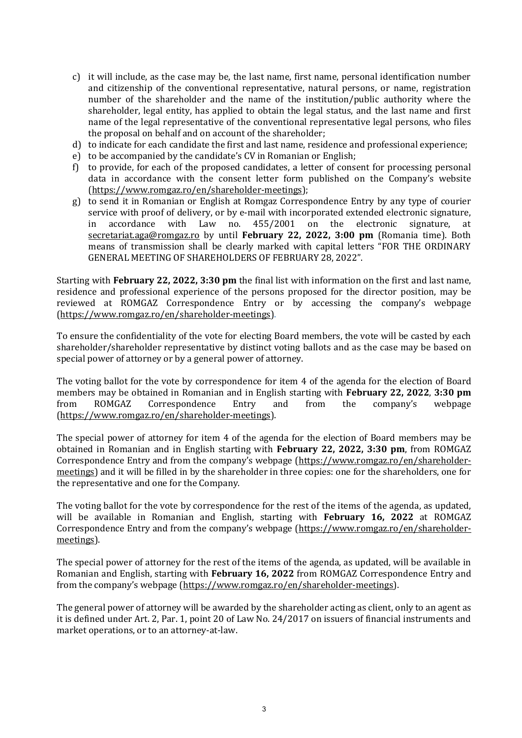c) it will include, as the case may be, the last name, first name, personal identification number and citizenship of the conventional representative, natural persons, or name, registration number of the shareholder and the name of the institution/public authority where the shareholder, legal entity, has applied to obtain the legal status, and the last name and first name of the legal representative of the conventional representative legal persons, who files the proposal on behalf and on account of the shareholder;
d) to indicate for each candidate the first and last name, residence and professional experience;
e) to be accompanied by the candidate's CV in Romanian or English;
f) to provide, for each of the proposed candidates, a letter of consent for processing personal data in accordance with the consent letter form published on the Company's website (https://www.romgaz.ro/en/shareholder-meetings);
g) to send it in Romanian or English at Romgaz Correspondence Entry by any type of courier service with proof of delivery, or by e-mail with incorporated extended electronic signature, in accordance with Law no. 455/2001 on the electronic signature, at secretariat.aga@romgaz.ro by until **February 22, 2022, 3:00 pm** (Romania time). Both means of transmission shall be clearly marked with capital letters "FOR THE ORDINARY GENERAL MEETING OF SHAREHOLDERS OF FEBRUARY 28, 2022".

Starting with **February 22, 2022, 3:30 pm** the final list with information on the first and last name, residence and professional experience of the persons proposed for the director position, may be reviewed at ROMGAZ Correspondence Entry or by accessing the company's webpage (https://www.romgaz.ro/en/shareholder-meetings).

To ensure the confidentiality of the vote for electing Board members, the vote will be casted by each shareholder/shareholder representative by distinct voting ballots and as the case may be based on special power of attorney or by a general power of attorney.

The voting ballot for the vote by correspondence for item 4 of the agenda for the election of Board members may be obtained in Romanian and in English starting with **February 22, 2022**, **3:30 pm** from ROMGAZ Correspondence Entry and from the company's webpage (https://www.romgaz.ro/en/shareholder-meetings).

The special power of attorney for item 4 of the agenda for the election of Board members may be obtained in Romanian and in English starting with **February 22, 2022, 3:30 pm**, from ROMGAZ Correspondence Entry and from the company's webpage (https://www.romgaz.ro/en/shareholder-meetings) and it will be filled in by the shareholder in three copies: one for the shareholders, one for the representative and one for the Company.

The voting ballot for the vote by correspondence for the rest of the items of the agenda, as updated, will be available in Romanian and English, starting with **February 16, 2022** at ROMGAZ Correspondence Entry and from the company's webpage (https://www.romgaz.ro/en/shareholder-meetings).

The special power of attorney for the rest of the items of the agenda, as updated, will be available in Romanian and English, starting with **February 16, 2022** from ROMGAZ Correspondence Entry and from the company's webpage (https://www.romgaz.ro/en/shareholder-meetings).

The general power of attorney will be awarded by the shareholder acting as client, only to an agent as it is defined under Art. 2, Par. 1, point 20 of Law No. 24/2017 on issuers of financial instruments and market operations, or to an attorney-at-law.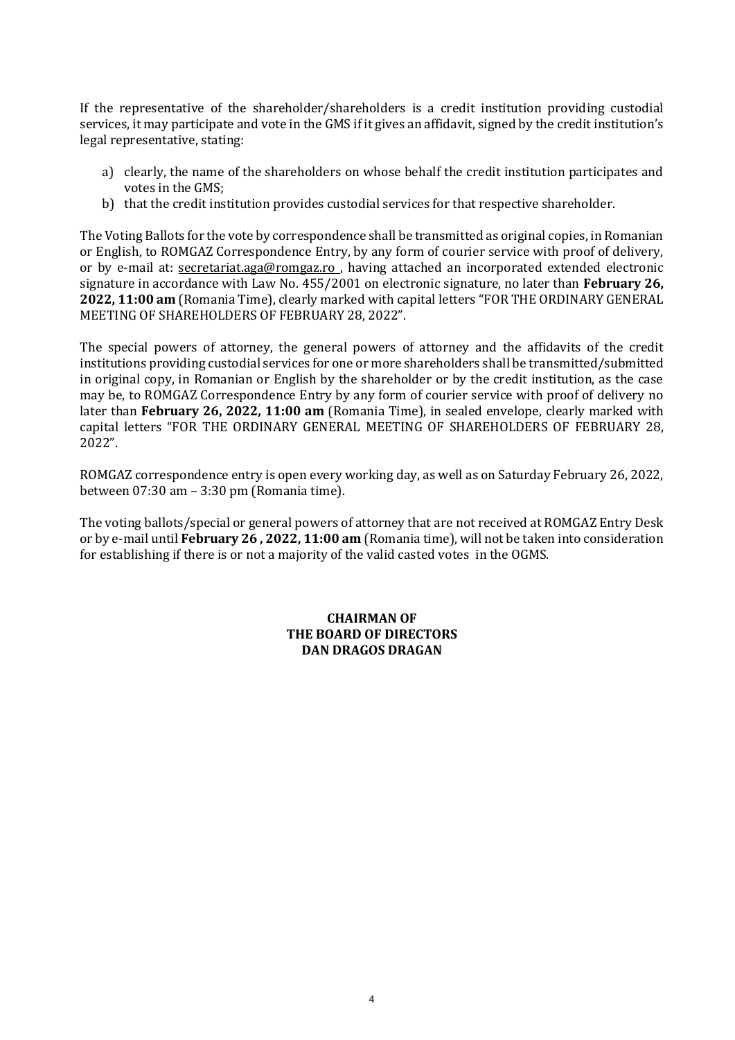If the representative of the shareholder/shareholders is a credit institution providing custodial services, it may participate and vote in the GMS if it gives an affidavit, signed by the credit institution's legal representative, stating:

a) clearly, the name of the shareholders on whose behalf the credit institution participates and votes in the GMS;
b) that the credit institution provides custodial services for that respective shareholder.

The Voting Ballots for the vote by correspondence shall be transmitted as original copies, in Romanian or English, to ROMGAZ Correspondence Entry, by any form of courier service with proof of delivery, or by e-mail at: secretariat.aga@romgaz.ro , having attached an incorporated extended electronic signature in accordance with Law No. 455/2001 on electronic signature, no later than **February 26, 2022, 11:00 am** (Romania Time), clearly marked with capital letters "FOR THE ORDINARY GENERAL MEETING OF SHAREHOLDERS OF FEBRUARY 28, 2022".

The special powers of attorney, the general powers of attorney and the affidavits of the credit institutions providing custodial services for one or more shareholders shall be transmitted/submitted in original copy, in Romanian or English by the shareholder or by the credit institution, as the case may be, to ROMGAZ Correspondence Entry by any form of courier service with proof of delivery no later than **February 26, 2022, 11:00 am** (Romania Time), in sealed envelope, clearly marked with capital letters "FOR THE ORDINARY GENERAL MEETING OF SHAREHOLDERS OF FEBRUARY 28, 2022".

ROMGAZ correspondence entry is open every working day, as well as on Saturday February 26, 2022, between 07:30 am – 3:30 pm (Romania time).

The voting ballots/special or general powers of attorney that are not received at ROMGAZ Entry Desk or by e-mail until **February 26 , 2022, 11:00 am** (Romania time), will not be taken into consideration for establishing if there is or not a majority of the valid casted votes in the OGMS.

**CHAIRMAN OF**
**THE BOARD OF DIRECTORS**
**DAN DRAGOS DRAGAN**